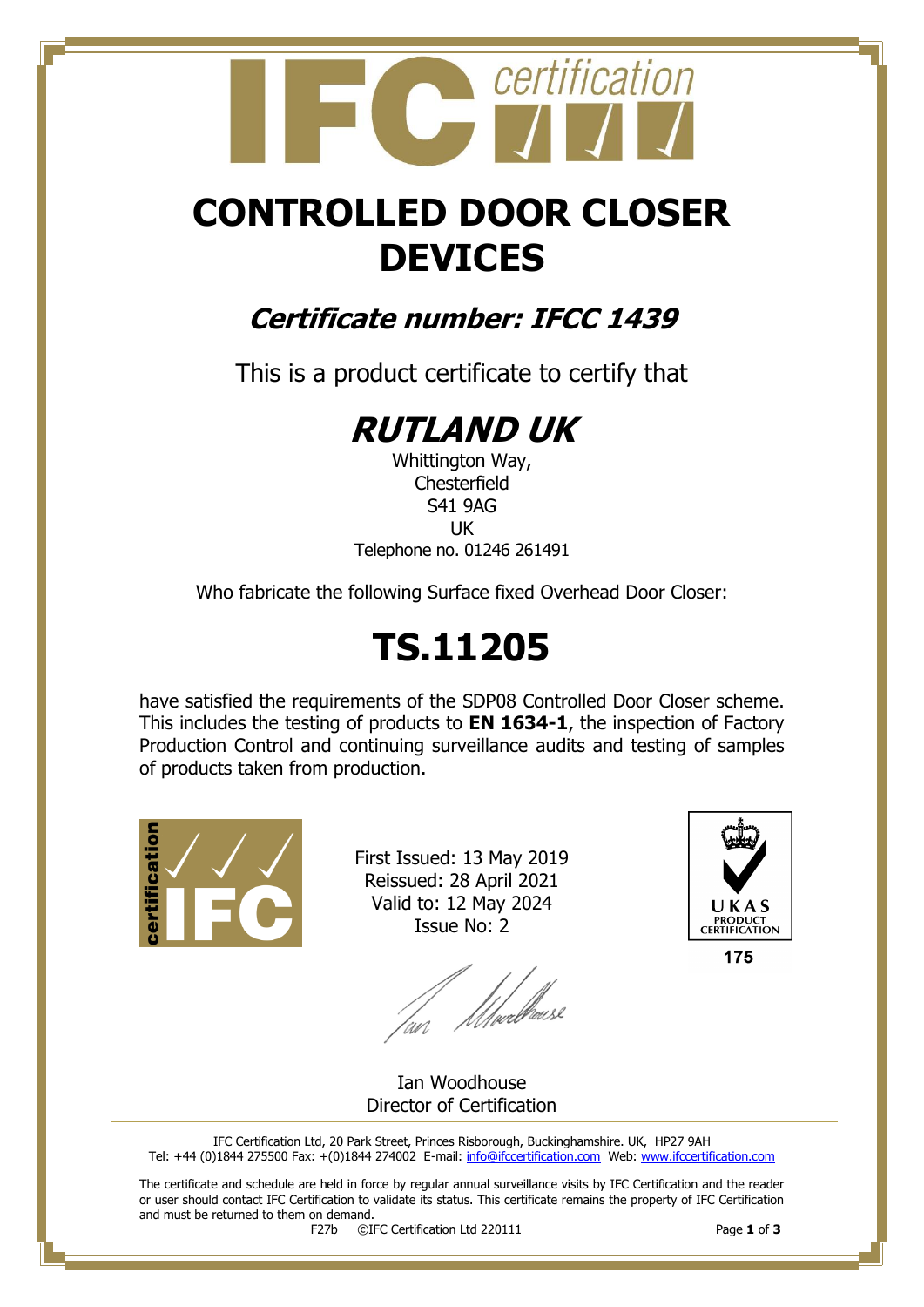# CONTROLLED DOOR CLOSER DEVICES

## *Certificate number: IFCC 1439*

This is a product certificate to certify that

## *RUTLAND UK*

Whittington Way,
Chesterfield
S41 9AG
UK
Telephone no. 01246 261491

Who fabricate the following Surface fixed Overhead Door Closer:

# TS.11205

have satisfied the requirements of the SDP08 Controlled Door Closer scheme. This includes the testing of products to **EN 1634-1**, the inspection of Factory Production Control and continuing surveillance audits and testing of samples of products taken from production.

First Issued: 13 May 2019
Reissued: 28 April 2021
Valid to: 12 May 2024
Issue No: 2

UKAS PRODUCT CERTIFICATION
175

Ian Woodhouse
Director of Certification

IFC Certification Ltd, 20 Park Street, Princes Risborough, Buckinghamshire. UK, HP27 9AH
Tel: +44 (0)1844 275500 Fax: +(0)1844 274002 E-mail: info@ifccertification.com Web: www.ifccertification.com

The certificate and schedule are held in force by regular annual surveillance visits by IFC Certification and the reader or user should contact IFC Certification to validate its status. This certificate remains the property of IFC Certification and must be returned to them on demand.

F27b ©IFC Certification Ltd 220111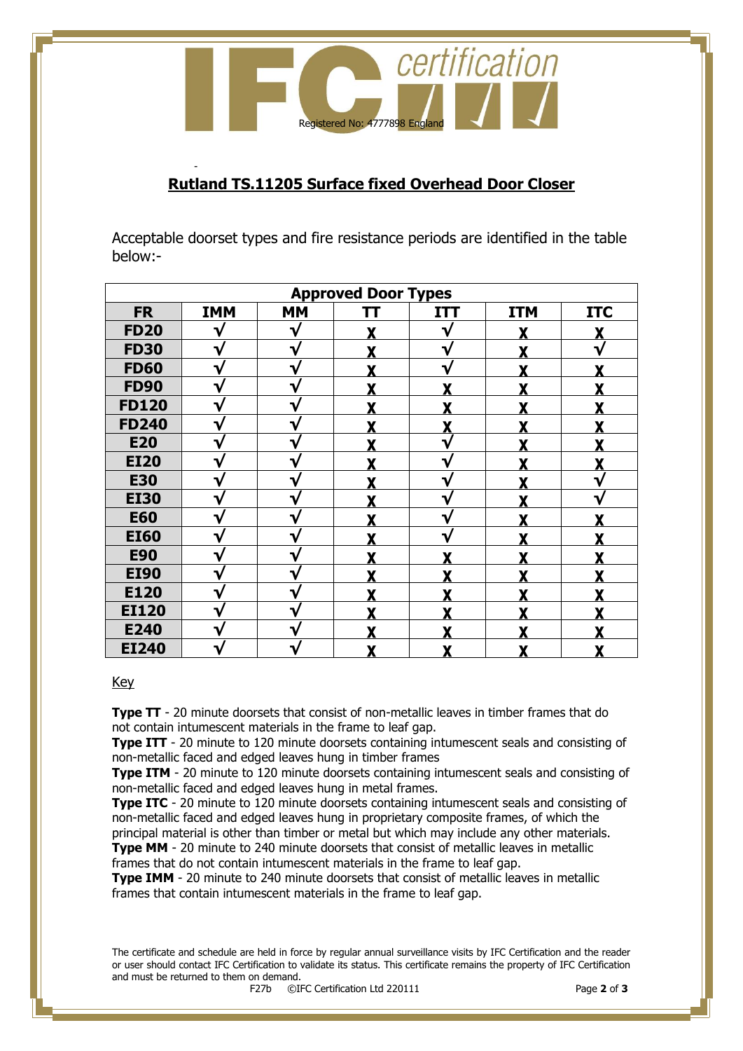## Rutland TS.11205 Surface fixed Overhead Door Closer

Acceptable doorset types and fire resistance periods are identified in the table below:-

| Approved Door Types | | | | | | |
|---|---|---|---|---|---|---|
| **FR** | **IMM** | **MM** | **TT** | **ITT** | **ITM** | **ITC** |
| **FD20** | √ | √ | X | √ | X | X |
| **FD30** | √ | √ | X | √ | X | √ |
| **FD60** | √ | √ | X | √ | X | X |
| **FD90** | √ | √ | X | X | X | X |
| **FD120** | √ | √ | X | X | X | X |
| **FD240** | √ | √ | X | X | X | X |
| **E20** | √ | √ | X | √ | X | X |
| **EI20** | √ | √ | X | √ | X | X |
| **E30** | √ | √ | X | √ | X | √ |
| **EI30** | √ | √ | X | √ | X | √ |
| **E60** | √ | √ | X | √ | X | X |
| **EI60** | √ | √ | X | √ | X | X |
| **E90** | √ | √ | X | X | X | X |
| **EI90** | √ | √ | X | X | X | X |
| **E120** | √ | √ | X | X | X | X |
| **EI120** | √ | √ | X | X | X | X |
| **E240** | √ | √ | X | X | X | X |
| **EI240** | √ | √ | X | X | X | X |

Key

**Type TT** - 20 minute doorsets that consist of non-metallic leaves in timber frames that do not contain intumescent materials in the frame to leaf gap.
**Type ITT** - 20 minute to 120 minute doorsets containing intumescent seals and consisting of non-metallic faced and edged leaves hung in timber frames
**Type ITM** - 20 minute to 120 minute doorsets containing intumescent seals and consisting of non-metallic faced and edged leaves hung in metal frames.
**Type ITC** - 20 minute to 120 minute doorsets containing intumescent seals and consisting of non-metallic faced and edged leaves hung in proprietary composite frames, of which the principal material is other than timber or metal but which may include any other materials.
**Type MM** - 20 minute to 240 minute doorsets that consist of metallic leaves in metallic frames that do not contain intumescent materials in the frame to leaf gap.
**Type IMM** - 20 minute to 240 minute doorsets that consist of metallic leaves in metallic frames that contain intumescent materials in the frame to leaf gap.

The certificate and schedule are held in force by regular annual surveillance visits by IFC Certification and the reader or user should contact IFC Certification to validate its status. This certificate remains the property of IFC Certification and must be returned to them on demand.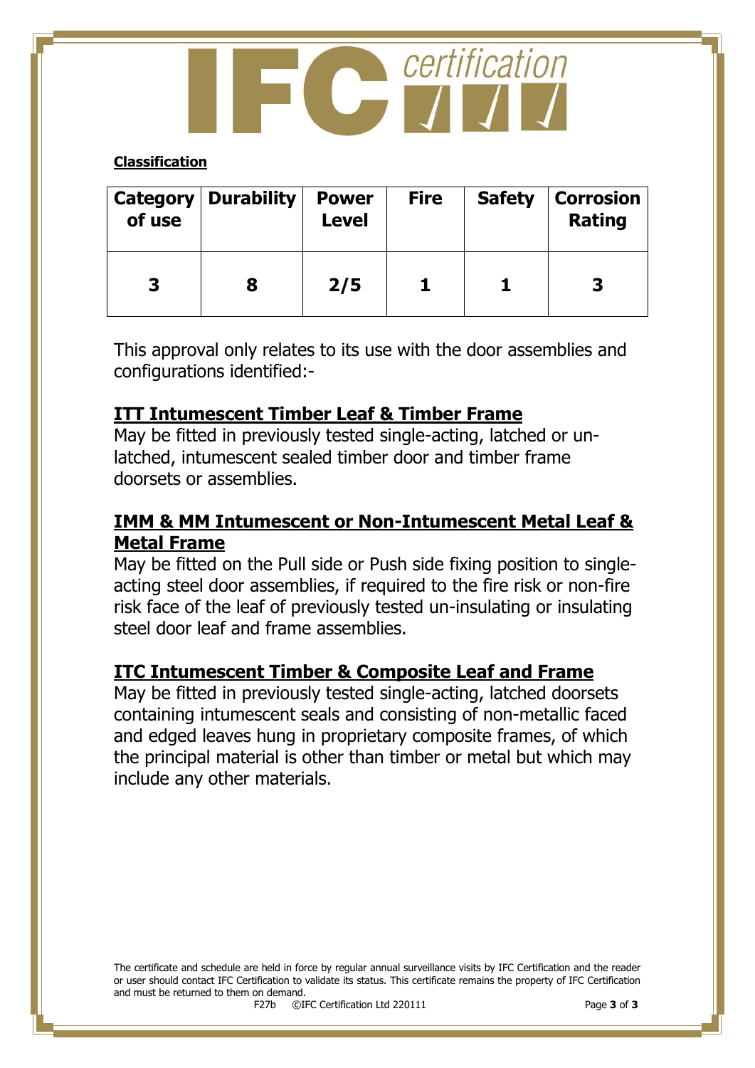**Classification**

| Category of use | Durability | Power Level | Fire | Safety | Corrosion Rating |
|---|---|---|---|---|---|
| 3 | 8 | 2/5 | 1 | 1 | 3 |

This approval only relates to its use with the door assemblies and configurations identified:-

## ITT Intumescent Timber Leaf & Timber Frame

May be fitted in previously tested single-acting, latched or un-latched, intumescent sealed timber door and timber frame doorsets or assemblies.

## IMM & MM Intumescent or Non-Intumescent Metal Leaf & Metal Frame

May be fitted on the Pull side or Push side fixing position to single-acting steel door assemblies, if required to the fire risk or non-fire risk face of the leaf of previously tested un-insulating or insulating steel door leaf and frame assemblies.

## ITC Intumescent Timber & Composite Leaf and Frame

May be fitted in previously tested single-acting, latched doorsets containing intumescent seals and consisting of non-metallic faced and edged leaves hung in proprietary composite frames, of which the principal material is other than timber or metal but which may include any other materials.

The certificate and schedule are held in force by regular annual surveillance visits by IFC Certification and the reader or user should contact IFC Certification to validate its status. This certificate remains the property of IFC Certification and must be returned to them on demand.